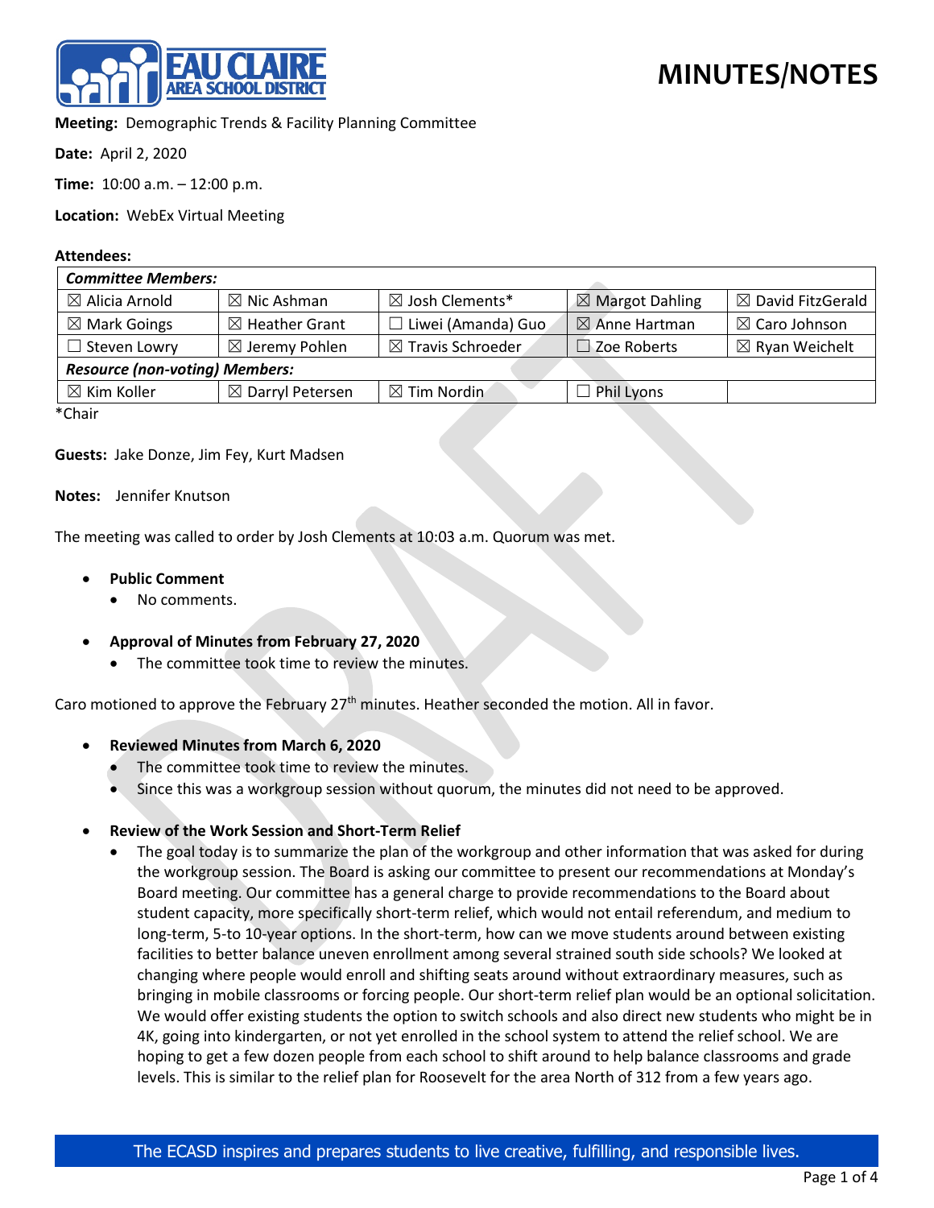# MINUTES/NOTES

**Meeting:** Demographic Trends & Facility Planning Committee

**Date:** April 2, 2020

**Time:** 10:00 a.m. – 12:00 p.m.

**Location:** WebEx Virtual Meeting

**Attendees:**

| *Committee Members:* | | | | |
|---|---|---|---|---|
| ☒ Alicia Arnold | ☒ Nic Ashman | ☒ Josh Clements* | ☒ Margot Dahling | ☒ David FitzGerald |
| ☒ Mark Goings | ☒ Heather Grant | ☐ Liwei (Amanda) Guo | ☒ Anne Hartman | ☒ Caro Johnson |
| ☐ Steven Lowry | ☒ Jeremy Pohlen | ☒ Travis Schroeder | ☐ Zoe Roberts | ☒ Ryan Weichelt |
| ***Resource (non-voting) Members:*** | | | | |
| ☒ Kim Koller | ☒ Darryl Petersen | ☒ Tim Nordin | ☐ Phil Lyons | |

*Chair

**Guests:** Jake Donze, Jim Fey, Kurt Madsen

**Notes:** Jennifer Knutson

The meeting was called to order by Josh Clements at 10:03 a.m. Quorum was met.

- **Public Comment**
  - No comments.

- **Approval of Minutes from February 27, 2020**
  - The committee took time to review the minutes.

Caro motioned to approve the February 27th minutes. Heather seconded the motion. All in favor.

- **Reviewed Minutes from March 6, 2020**
  - The committee took time to review the minutes.
  - Since this was a workgroup session without quorum, the minutes did not need to be approved.

- **Review of the Work Session and Short-Term Relief**
  - The goal today is to summarize the plan of the workgroup and other information that was asked for during the workgroup session. The Board is asking our committee to present our recommendations at Monday's Board meeting. Our committee has a general charge to provide recommendations to the Board about student capacity, more specifically short-term relief, which would not entail referendum, and medium to long-term, 5-to 10-year options. In the short-term, how can we move students around between existing facilities to better balance uneven enrollment among several strained south side schools? We looked at changing where people would enroll and shifting seats around without extraordinary measures, such as bringing in mobile classrooms or forcing people. Our short-term relief plan would be an optional solicitation. We would offer existing students the option to switch schools and also direct new students who might be in 4K, going into kindergarten, or not yet enrolled in the school system to attend the relief school. We are hoping to get a few dozen people from each school to shift around to help balance classrooms and grade levels. This is similar to the relief plan for Roosevelt for the area North of 312 from a few years ago.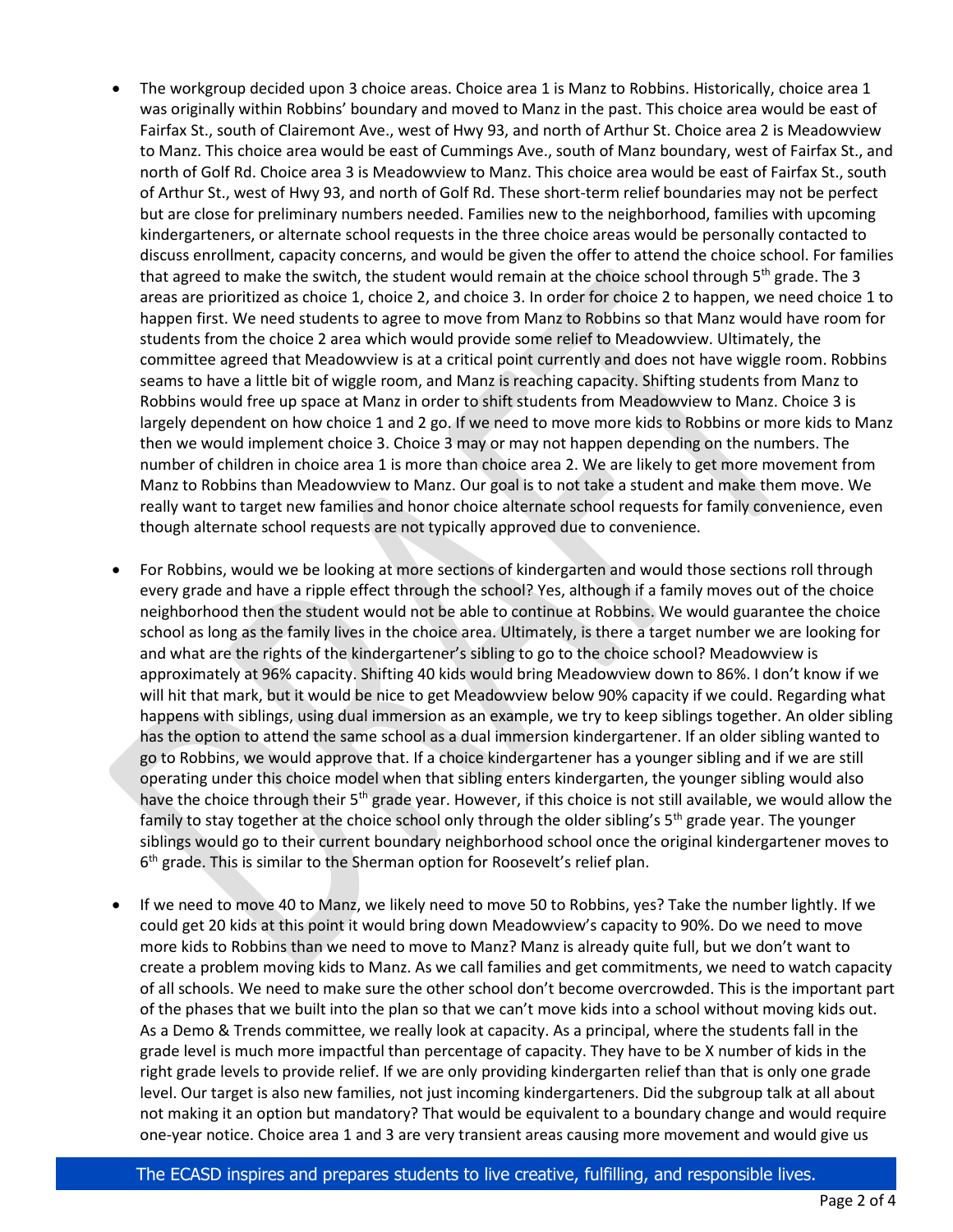- The workgroup decided upon 3 choice areas. Choice area 1 is Manz to Robbins. Historically, choice area 1 was originally within Robbins' boundary and moved to Manz in the past. This choice area would be east of Fairfax St., south of Clairemont Ave., west of Hwy 93, and north of Arthur St. Choice area 2 is Meadowview to Manz. This choice area would be east of Cummings Ave., south of Manz boundary, west of Fairfax St., and north of Golf Rd. Choice area 3 is Meadowview to Manz. This choice area would be east of Fairfax St., south of Arthur St., west of Hwy 93, and north of Golf Rd. These short-term relief boundaries may not be perfect but are close for preliminary numbers needed. Families new to the neighborhood, families with upcoming kindergarteners, or alternate school requests in the three choice areas would be personally contacted to discuss enrollment, capacity concerns, and would be given the offer to attend the choice school. For families that agreed to make the switch, the student would remain at the choice school through 5th grade. The 3 areas are prioritized as choice 1, choice 2, and choice 3. In order for choice 2 to happen, we need choice 1 to happen first. We need students to agree to move from Manz to Robbins so that Manz would have room for students from the choice 2 area which would provide some relief to Meadowview. Ultimately, the committee agreed that Meadowview is at a critical point currently and does not have wiggle room. Robbins seams to have a little bit of wiggle room, and Manz is reaching capacity. Shifting students from Manz to Robbins would free up space at Manz in order to shift students from Meadowview to Manz. Choice 3 is largely dependent on how choice 1 and 2 go. If we need to move more kids to Robbins or more kids to Manz then we would implement choice 3. Choice 3 may or may not happen depending on the numbers. The number of children in choice area 1 is more than choice area 2. We are likely to get more movement from Manz to Robbins than Meadowview to Manz. Our goal is to not take a student and make them move. We really want to target new families and honor choice alternate school requests for family convenience, even though alternate school requests are not typically approved due to convenience.

- For Robbins, would we be looking at more sections of kindergarten and would those sections roll through every grade and have a ripple effect through the school? Yes, although if a family moves out of the choice neighborhood then the student would not be able to continue at Robbins. We would guarantee the choice school as long as the family lives in the choice area. Ultimately, is there a target number we are looking for and what are the rights of the kindergartener's sibling to go to the choice school? Meadowview is approximately at 96% capacity. Shifting 40 kids would bring Meadowview down to 86%. I don't know if we will hit that mark, but it would be nice to get Meadowview below 90% capacity if we could. Regarding what happens with siblings, using dual immersion as an example, we try to keep siblings together. An older sibling has the option to attend the same school as a dual immersion kindergartener. If an older sibling wanted to go to Robbins, we would approve that. If a choice kindergartener has a younger sibling and if we are still operating under this choice model when that sibling enters kindergarten, the younger sibling would also have the choice through their 5th grade year. However, if this choice is not still available, we would allow the family to stay together at the choice school only through the older sibling's 5th grade year. The younger siblings would go to their current boundary neighborhood school once the original kindergartener moves to 6th grade. This is similar to the Sherman option for Roosevelt's relief plan.

- If we need to move 40 to Manz, we likely need to move 50 to Robbins, yes? Take the number lightly. If we could get 20 kids at this point it would bring down Meadowview's capacity to 90%. Do we need to move more kids to Robbins than we need to move to Manz? Manz is already quite full, but we don't want to create a problem moving kids to Manz. As we call families and get commitments, we need to watch capacity of all schools. We need to make sure the other school don't become overcrowded. This is the important part of the phases that we built into the plan so that we can't move kids into a school without moving kids out. As a Demo & Trends committee, we really look at capacity. As a principal, where the students fall in the grade level is much more impactful than percentage of capacity. They have to be X number of kids in the right grade levels to provide relief. If we are only providing kindergarten relief than that is only one grade level. Our target is also new families, not just incoming kindergarteners. Did the subgroup talk at all about not making it an option but mandatory? That would be equivalent to a boundary change and would require one-year notice. Choice area 1 and 3 are very transient areas causing more movement and would give us

The ECASD inspires and prepares students to live creative, fulfilling, and responsible lives.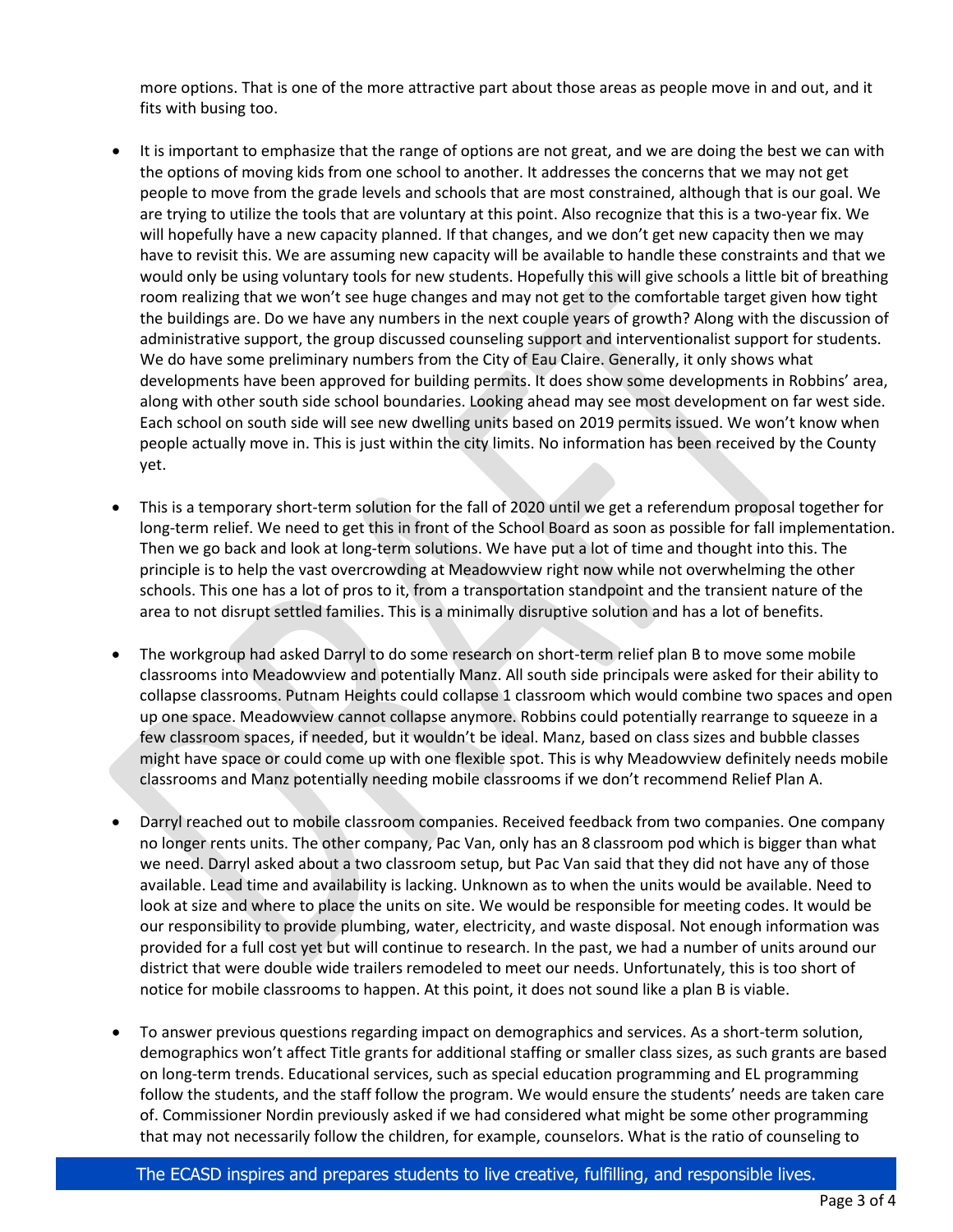more options. That is one of the more attractive part about those areas as people move in and out, and it fits with busing too.

- It is important to emphasize that the range of options are not great, and we are doing the best we can with the options of moving kids from one school to another. It addresses the concerns that we may not get people to move from the grade levels and schools that are most constrained, although that is our goal. We are trying to utilize the tools that are voluntary at this point. Also recognize that this is a two-year fix. We will hopefully have a new capacity planned. If that changes, and we don't get new capacity then we may have to revisit this. We are assuming new capacity will be available to handle these constraints and that we would only be using voluntary tools for new students. Hopefully this will give schools a little bit of breathing room realizing that we won't see huge changes and may not get to the comfortable target given how tight the buildings are. Do we have any numbers in the next couple years of growth? Along with the discussion of administrative support, the group discussed counseling support and interventionalist support for students. We do have some preliminary numbers from the City of Eau Claire. Generally, it only shows what developments have been approved for building permits. It does show some developments in Robbins' area, along with other south side school boundaries. Looking ahead may see most development on far west side. Each school on south side will see new dwelling units based on 2019 permits issued. We won't know when people actually move in. This is just within the city limits. No information has been received by the County yet.

- This is a temporary short-term solution for the fall of 2020 until we get a referendum proposal together for long-term relief. We need to get this in front of the School Board as soon as possible for fall implementation. Then we go back and look at long-term solutions. We have put a lot of time and thought into this. The principle is to help the vast overcrowding at Meadowview right now while not overwhelming the other schools. This one has a lot of pros to it, from a transportation standpoint and the transient nature of the area to not disrupt settled families. This is a minimally disruptive solution and has a lot of benefits.

- The workgroup had asked Darryl to do some research on short-term relief plan B to move some mobile classrooms into Meadowview and potentially Manz. All south side principals were asked for their ability to collapse classrooms. Putnam Heights could collapse 1 classroom which would combine two spaces and open up one space. Meadowview cannot collapse anymore. Robbins could potentially rearrange to squeeze in a few classroom spaces, if needed, but it wouldn't be ideal. Manz, based on class sizes and bubble classes might have space or could come up with one flexible spot. This is why Meadowview definitely needs mobile classrooms and Manz potentially needing mobile classrooms if we don't recommend Relief Plan A.

- Darryl reached out to mobile classroom companies. Received feedback from two companies. One company no longer rents units. The other company, Pac Van, only has an 8 classroom pod which is bigger than what we need. Darryl asked about a two classroom setup, but Pac Van said that they did not have any of those available. Lead time and availability is lacking. Unknown as to when the units would be available. Need to look at size and where to place the units on site. We would be responsible for meeting codes. It would be our responsibility to provide plumbing, water, electricity, and waste disposal. Not enough information was provided for a full cost yet but will continue to research. In the past, we had a number of units around our district that were double wide trailers remodeled to meet our needs. Unfortunately, this is too short of notice for mobile classrooms to happen. At this point, it does not sound like a plan B is viable.

- To answer previous questions regarding impact on demographics and services. As a short-term solution, demographics won't affect Title grants for additional staffing or smaller class sizes, as such grants are based on long-term trends. Educational services, such as special education programming and EL programming follow the students, and the staff follow the program. We would ensure the students' needs are taken care of. Commissioner Nordin previously asked if we had considered what might be some other programming that may not necessarily follow the children, for example, counselors. What is the ratio of counseling to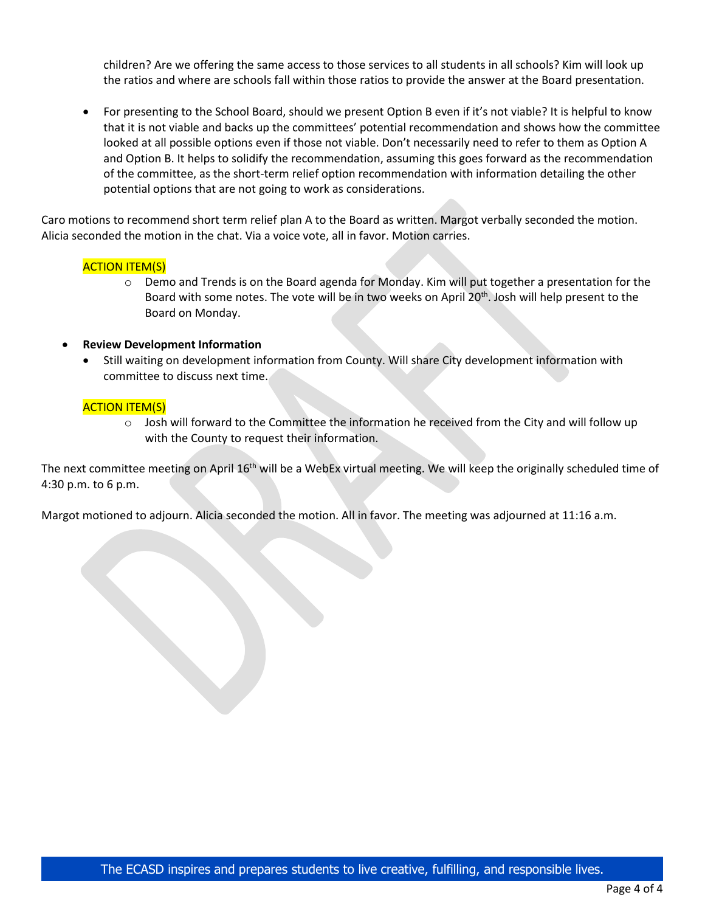children? Are we offering the same access to those services to all students in all schools? Kim will look up the ratios and where are schools fall within those ratios to provide the answer at the Board presentation.

- For presenting to the School Board, should we present Option B even if it's not viable? It is helpful to know that it is not viable and backs up the committees' potential recommendation and shows how the committee looked at all possible options even if those not viable. Don't necessarily need to refer to them as Option A and Option B. It helps to solidify the recommendation, assuming this goes forward as the recommendation of the committee, as the short-term relief option recommendation with information detailing the other potential options that are not going to work as considerations.

Caro motions to recommend short term relief plan A to the Board as written. Margot verbally seconded the motion. Alicia seconded the motion in the chat. Via a voice vote, all in favor. Motion carries.

ACTION ITEM(S)

- Demo and Trends is on the Board agenda for Monday. Kim will put together a presentation for the Board with some notes. The vote will be in two weeks on April 20th. Josh will help present to the Board on Monday.

- **Review Development Information**
  - Still waiting on development information from County. Will share City development information with committee to discuss next time.

ACTION ITEM(S)

- Josh will forward to the Committee the information he received from the City and will follow up with the County to request their information.

The next committee meeting on April 16th will be a WebEx virtual meeting. We will keep the originally scheduled time of 4:30 p.m. to 6 p.m.

Margot motioned to adjourn. Alicia seconded the motion. All in favor. The meeting was adjourned at 11:16 a.m.